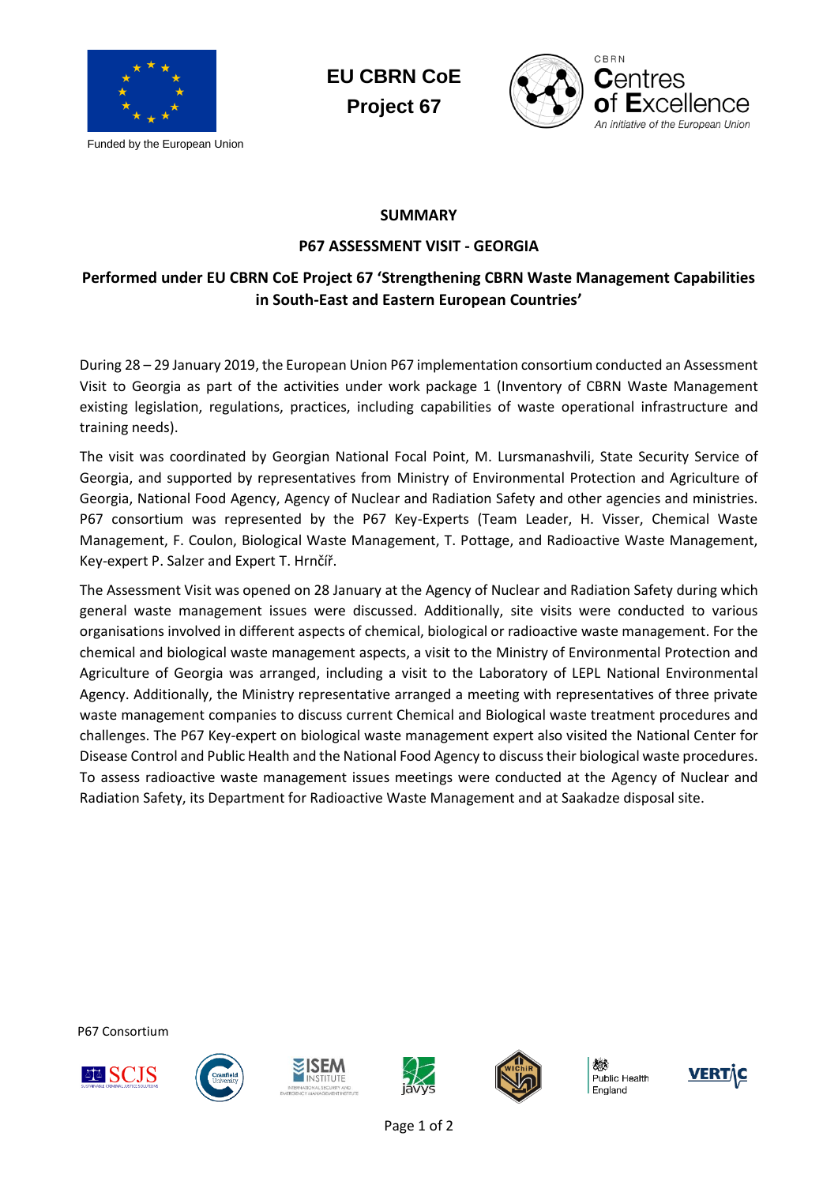Funded by the European Union

**EU CBRN CoE**
**Project 67**

CBRN Centres of Excellence
*An initiative of the European Union*

## SUMMARY

## P67 ASSESSMENT VISIT - GEORGIA

### Performed under EU CBRN CoE Project 67 'Strengthening CBRN Waste Management Capabilities in South-East and Eastern European Countries'

During 28 – 29 January 2019, the European Union P67 implementation consortium conducted an Assessment Visit to Georgia as part of the activities under work package 1 (Inventory of CBRN Waste Management existing legislation, regulations, practices, including capabilities of waste operational infrastructure and training needs).

The visit was coordinated by Georgian National Focal Point, M. Lursmanashvili, State Security Service of Georgia, and supported by representatives from Ministry of Environmental Protection and Agriculture of Georgia, National Food Agency, Agency of Nuclear and Radiation Safety and other agencies and ministries. P67 consortium was represented by the P67 Key-Experts (Team Leader, H. Visser, Chemical Waste Management, F. Coulon, Biological Waste Management, T. Pottage, and Radioactive Waste Management, Key-expert P. Salzer and Expert T. Hrnčíř.

The Assessment Visit was opened on 28 January at the Agency of Nuclear and Radiation Safety during which general waste management issues were discussed. Additionally, site visits were conducted to various organisations involved in different aspects of chemical, biological or radioactive waste management. For the chemical and biological waste management aspects, a visit to the Ministry of Environmental Protection and Agriculture of Georgia was arranged, including a visit to the Laboratory of LEPL National Environmental Agency. Additionally, the Ministry representative arranged a meeting with representatives of three private waste management companies to discuss current Chemical and Biological waste treatment procedures and challenges. The P67 Key-expert on biological waste management expert also visited the National Center for Disease Control and Public Health and the National Food Agency to discuss their biological waste procedures. To assess radioactive waste management issues meetings were conducted at the Agency of Nuclear and Radiation Safety, its Department for Radioactive Waste Management and at Saakadze disposal site.

P67 Consortium

SCJS · Cranfield University · ISEM Institute · javys · WIChiR · Public Health England · VERTIC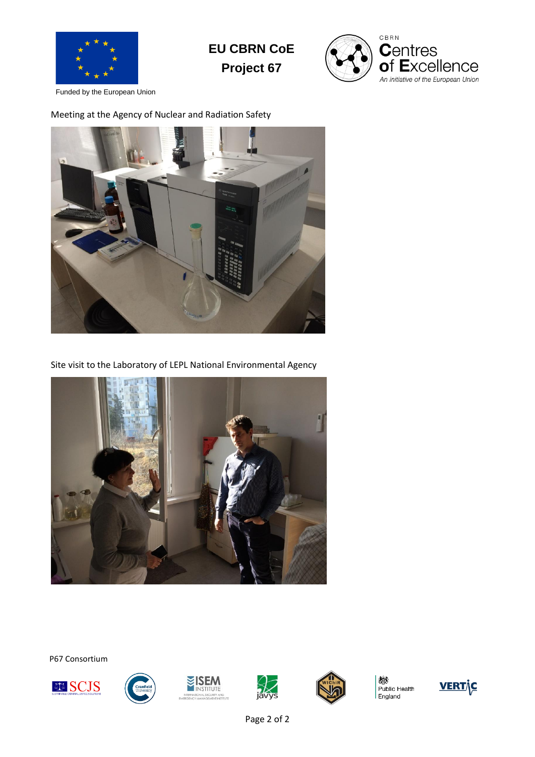EU CBRN CoE
Project 67

Funded by the European Union

Meeting at the Agency of Nuclear and Radiation Safety

Site visit to the Laboratory of LEPL National Environmental Agency

P67 Consortium